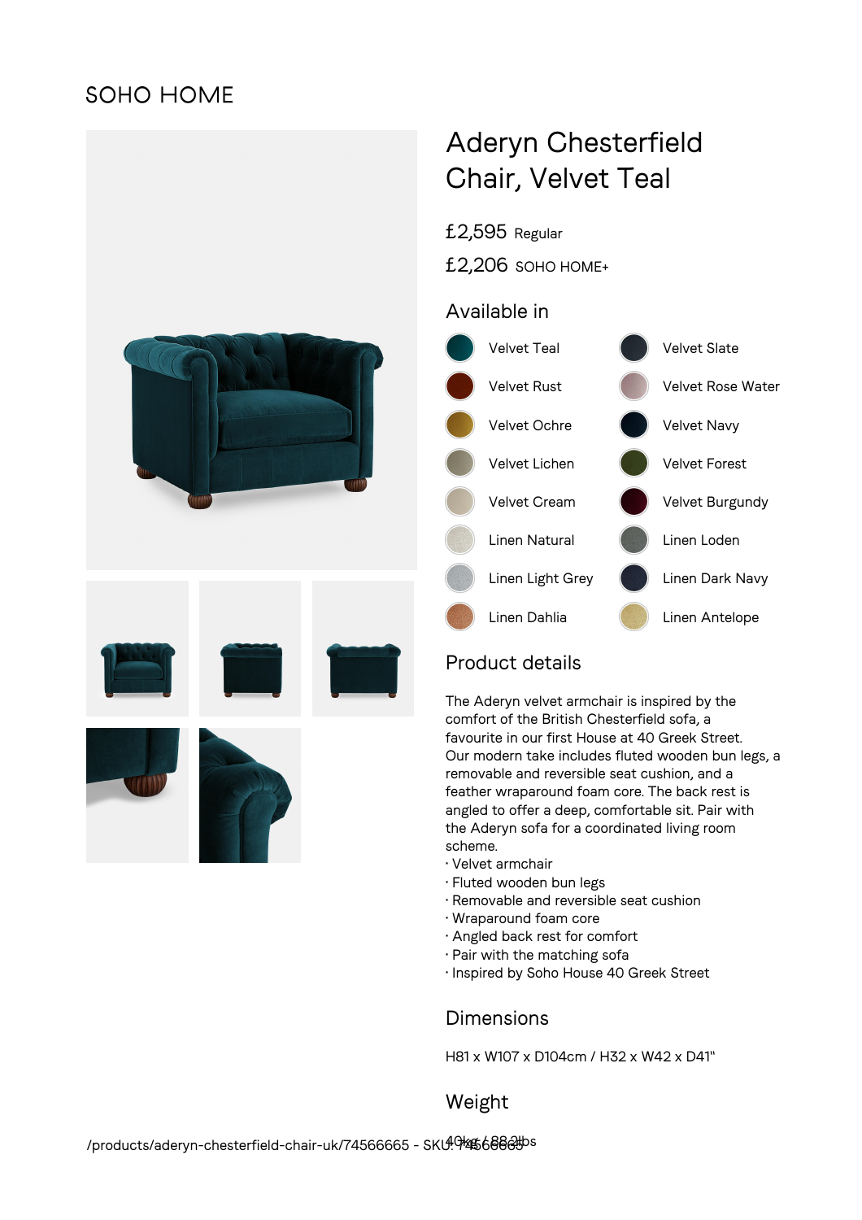SOHO HOME

# Aderyn Chesterfield Chair, Velvet Teal

£2,595 Regular

£2,206 SOHO HOME+

## Available in

- Velvet Teal
- Velvet Slate
- Velvet Rust
- Velvet Rose Water
- Velvet Ochre
- Velvet Navy
- Velvet Lichen
- Velvet Forest
- Velvet Cream
- Velvet Burgundy
- Linen Natural
- Linen Loden
- Linen Light Grey
- Linen Dark Navy
- Linen Dahlia
- Linen Antelope

## Product details

The Aderyn velvet armchair is inspired by the comfort of the British Chesterfield sofa, a favourite in our first House at 40 Greek Street. Our modern take includes fluted wooden bun legs, a removable and reversible seat cushion, and a feather wraparound foam core. The back rest is angled to offer a deep, comfortable sit. Pair with the Aderyn sofa for a coordinated living room scheme.

· Velvet armchair
· Fluted wooden bun legs
· Removable and reversible seat cushion
· Wraparound foam core
· Angled back rest for comfort
· Pair with the matching sofa
· Inspired by Soho House 40 Greek Street

## Dimensions

H81 x W107 x D104cm / H32 x W42 x D41"

## Weight

40kg / 88.2lbs

/products/aderyn-chesterfield-chair-uk/74566665 - SKU: 74566665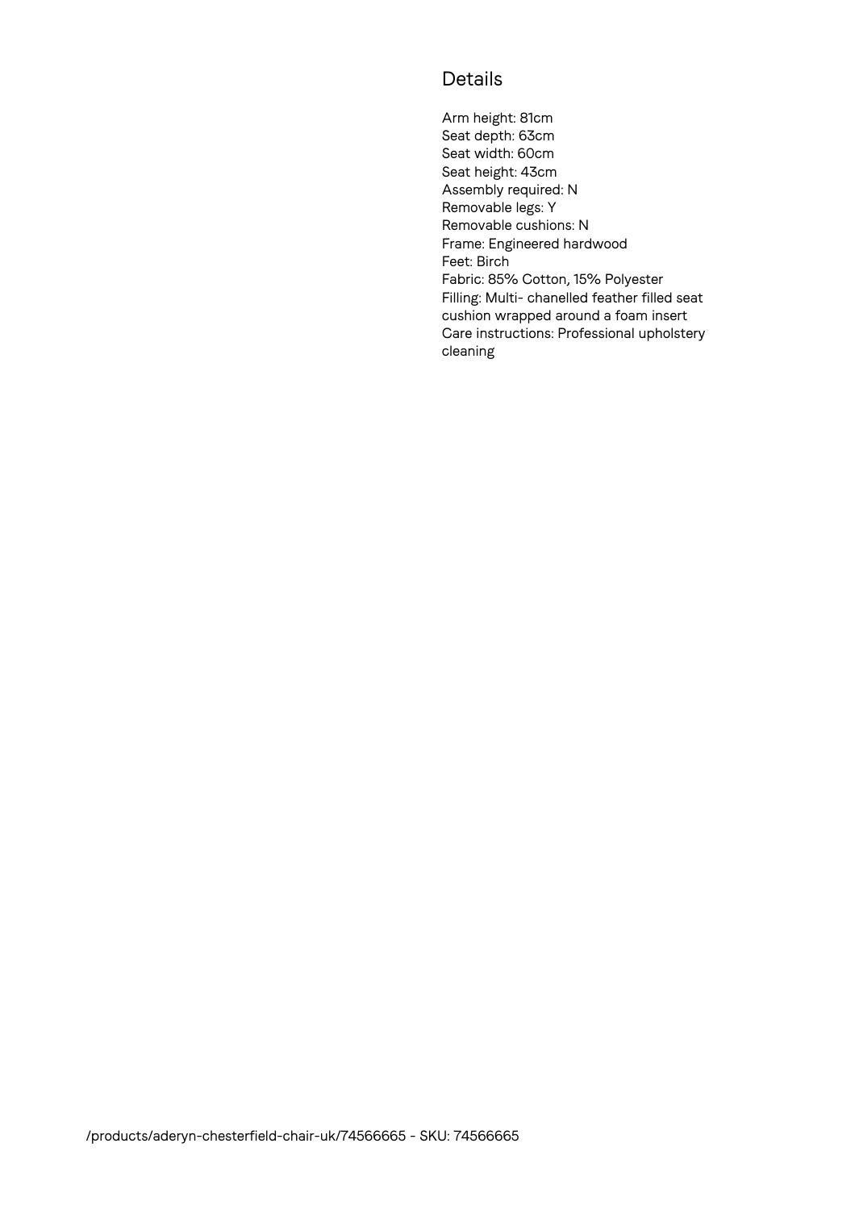## Details

Arm height: 81cm
Seat depth: 63cm
Seat width: 60cm
Seat height: 43cm
Assembly required: N
Removable legs: Y
Removable cushions: N
Frame: Engineered hardwood
Feet: Birch
Fabric: 85% Cotton, 15% Polyester
Filling: Multi- chanelled feather filled seat cushion wrapped around a foam insert
Care instructions: Professional upholstery cleaning

/products/aderyn-chesterfield-chair-uk/74566665 - SKU: 74566665